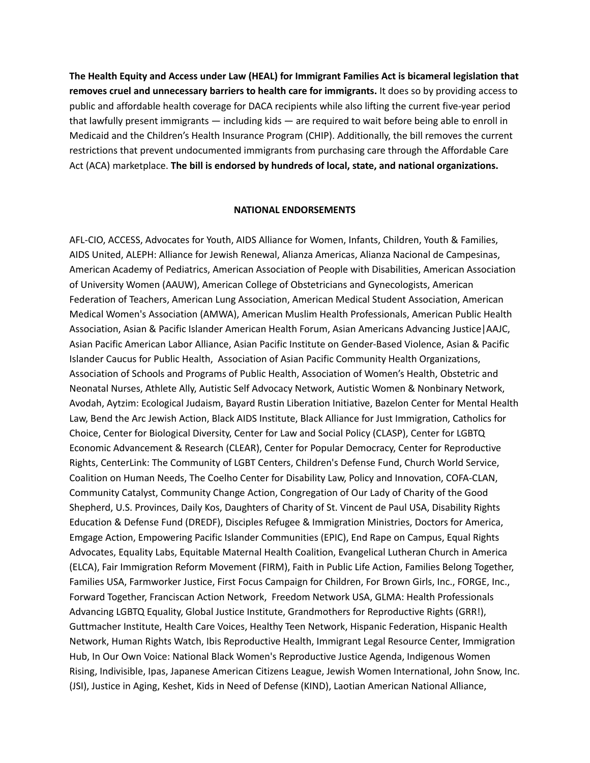**The Health Equity and Access under Law (HEAL) for Immigrant Families Act is bicameral legislation that removes cruel and unnecessary barriers to health care for immigrants.** It does so by providing access to public and affordable health coverage for DACA recipients while also lifting the current five-year period that lawfully present immigrants — including kids — are required to wait before being able to enroll in Medicaid and the Children's Health Insurance Program (CHIP). Additionally, the bill removes the current restrictions that prevent undocumented immigrants from purchasing care through the Affordable Care Act (ACA) marketplace. **The bill is endorsed by hundreds of local, state, and national organizations.**

**NATIONAL ENDORSEMENTS**

AFL-CIO, ACCESS, Advocates for Youth, AIDS Alliance for Women, Infants, Children, Youth & Families, AIDS United, ALEPH: Alliance for Jewish Renewal, Alianza Americas, Alianza Nacional de Campesinas, American Academy of Pediatrics, American Association of People with Disabilities, American Association of University Women (AAUW), American College of Obstetricians and Gynecologists, American Federation of Teachers, American Lung Association, American Medical Student Association, American Medical Women's Association (AMWA), American Muslim Health Professionals, American Public Health Association, Asian & Pacific Islander American Health Forum, Asian Americans Advancing Justice|AAJC, Asian Pacific American Labor Alliance, Asian Pacific Institute on Gender-Based Violence, Asian & Pacific Islander Caucus for Public Health, Association of Asian Pacific Community Health Organizations, Association of Schools and Programs of Public Health, Association of Women's Health, Obstetric and Neonatal Nurses, Athlete Ally, Autistic Self Advocacy Network, Autistic Women & Nonbinary Network, Avodah, Aytzim: Ecological Judaism, Bayard Rustin Liberation Initiative, Bazelon Center for Mental Health Law, Bend the Arc Jewish Action, Black AIDS Institute, Black Alliance for Just Immigration, Catholics for Choice, Center for Biological Diversity, Center for Law and Social Policy (CLASP), Center for LGBTQ Economic Advancement & Research (CLEAR), Center for Popular Democracy, Center for Reproductive Rights, CenterLink: The Community of LGBT Centers, Children's Defense Fund, Church World Service, Coalition on Human Needs, The Coelho Center for Disability Law, Policy and Innovation, COFA-CLAN, Community Catalyst, Community Change Action, Congregation of Our Lady of Charity of the Good Shepherd, U.S. Provinces, Daily Kos, Daughters of Charity of St. Vincent de Paul USA, Disability Rights Education & Defense Fund (DREDF), Disciples Refugee & Immigration Ministries, Doctors for America, Emgage Action, Empowering Pacific Islander Communities (EPIC), End Rape on Campus, Equal Rights Advocates, Equality Labs, Equitable Maternal Health Coalition, Evangelical Lutheran Church in America (ELCA), Fair Immigration Reform Movement (FIRM), Faith in Public Life Action, Families Belong Together, Families USA, Farmworker Justice, First Focus Campaign for Children, For Brown Girls, Inc., FORGE, Inc., Forward Together, Franciscan Action Network, Freedom Network USA, GLMA: Health Professionals Advancing LGBTQ Equality, Global Justice Institute, Grandmothers for Reproductive Rights (GRR!), Guttmacher Institute, Health Care Voices, Healthy Teen Network, Hispanic Federation, Hispanic Health Network, Human Rights Watch, Ibis Reproductive Health, Immigrant Legal Resource Center, Immigration Hub, In Our Own Voice: National Black Women's Reproductive Justice Agenda, Indigenous Women Rising, Indivisible, Ipas, Japanese American Citizens League, Jewish Women International, John Snow, Inc. (JSI), Justice in Aging, Keshet, Kids in Need of Defense (KIND), Laotian American National Alliance,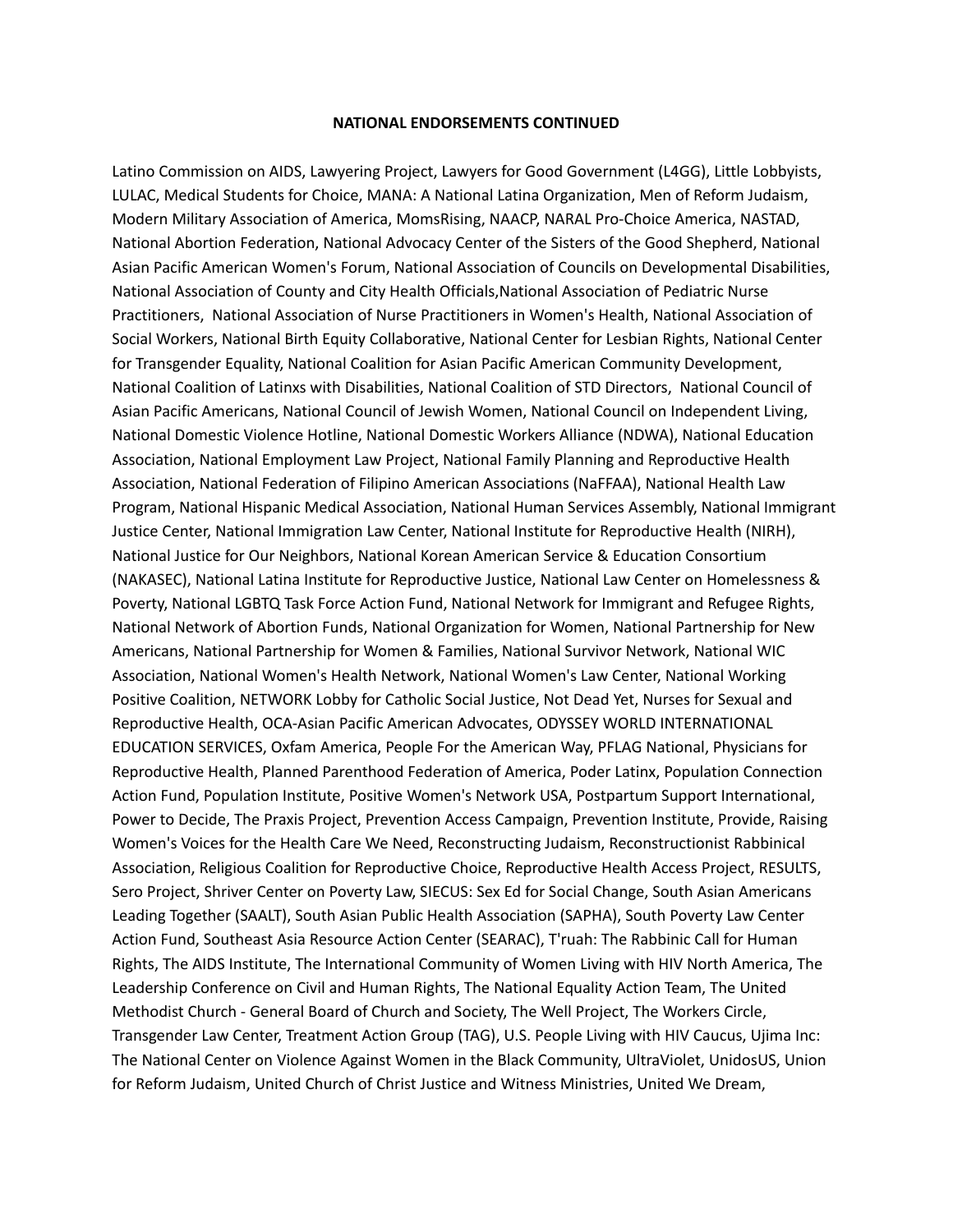**NATIONAL ENDORSEMENTS CONTINUED**

Latino Commission on AIDS, Lawyering Project, Lawyers for Good Government (L4GG), Little Lobbyists, LULAC, Medical Students for Choice, MANA: A National Latina Organization, Men of Reform Judaism, Modern Military Association of America, MomsRising, NAACP, NARAL Pro-Choice America, NASTAD, National Abortion Federation, National Advocacy Center of the Sisters of the Good Shepherd, National Asian Pacific American Women's Forum, National Association of Councils on Developmental Disabilities, National Association of County and City Health Officials,National Association of Pediatric Nurse Practitioners, National Association of Nurse Practitioners in Women's Health, National Association of Social Workers, National Birth Equity Collaborative, National Center for Lesbian Rights, National Center for Transgender Equality, National Coalition for Asian Pacific American Community Development, National Coalition of Latinxs with Disabilities, National Coalition of STD Directors, National Council of Asian Pacific Americans, National Council of Jewish Women, National Council on Independent Living, National Domestic Violence Hotline, National Domestic Workers Alliance (NDWA), National Education Association, National Employment Law Project, National Family Planning and Reproductive Health Association, National Federation of Filipino American Associations (NaFFAA), National Health Law Program, National Hispanic Medical Association, National Human Services Assembly, National Immigrant Justice Center, National Immigration Law Center, National Institute for Reproductive Health (NIRH), National Justice for Our Neighbors, National Korean American Service & Education Consortium (NAKASEC), National Latina Institute for Reproductive Justice, National Law Center on Homelessness & Poverty, National LGBTQ Task Force Action Fund, National Network for Immigrant and Refugee Rights, National Network of Abortion Funds, National Organization for Women, National Partnership for New Americans, National Partnership for Women & Families, National Survivor Network, National WIC Association, National Women's Health Network, National Women's Law Center, National Working Positive Coalition, NETWORK Lobby for Catholic Social Justice, Not Dead Yet, Nurses for Sexual and Reproductive Health, OCA-Asian Pacific American Advocates, ODYSSEY WORLD INTERNATIONAL EDUCATION SERVICES, Oxfam America, People For the American Way, PFLAG National, Physicians for Reproductive Health, Planned Parenthood Federation of America, Poder Latinx, Population Connection Action Fund, Population Institute, Positive Women's Network USA, Postpartum Support International, Power to Decide, The Praxis Project, Prevention Access Campaign, Prevention Institute, Provide, Raising Women's Voices for the Health Care We Need, Reconstructing Judaism, Reconstructionist Rabbinical Association, Religious Coalition for Reproductive Choice, Reproductive Health Access Project, RESULTS, Sero Project, Shriver Center on Poverty Law, SIECUS: Sex Ed for Social Change, South Asian Americans Leading Together (SAALT), South Asian Public Health Association (SAPHA), South Poverty Law Center Action Fund, Southeast Asia Resource Action Center (SEARAC), T'ruah: The Rabbinic Call for Human Rights, The AIDS Institute, The International Community of Women Living with HIV North America, The Leadership Conference on Civil and Human Rights, The National Equality Action Team, The United Methodist Church - General Board of Church and Society, The Well Project, The Workers Circle, Transgender Law Center, Treatment Action Group (TAG), U.S. People Living with HIV Caucus, Ujima Inc: The National Center on Violence Against Women in the Black Community, UltraViolet, UnidosUS, Union for Reform Judaism, United Church of Christ Justice and Witness Ministries, United We Dream,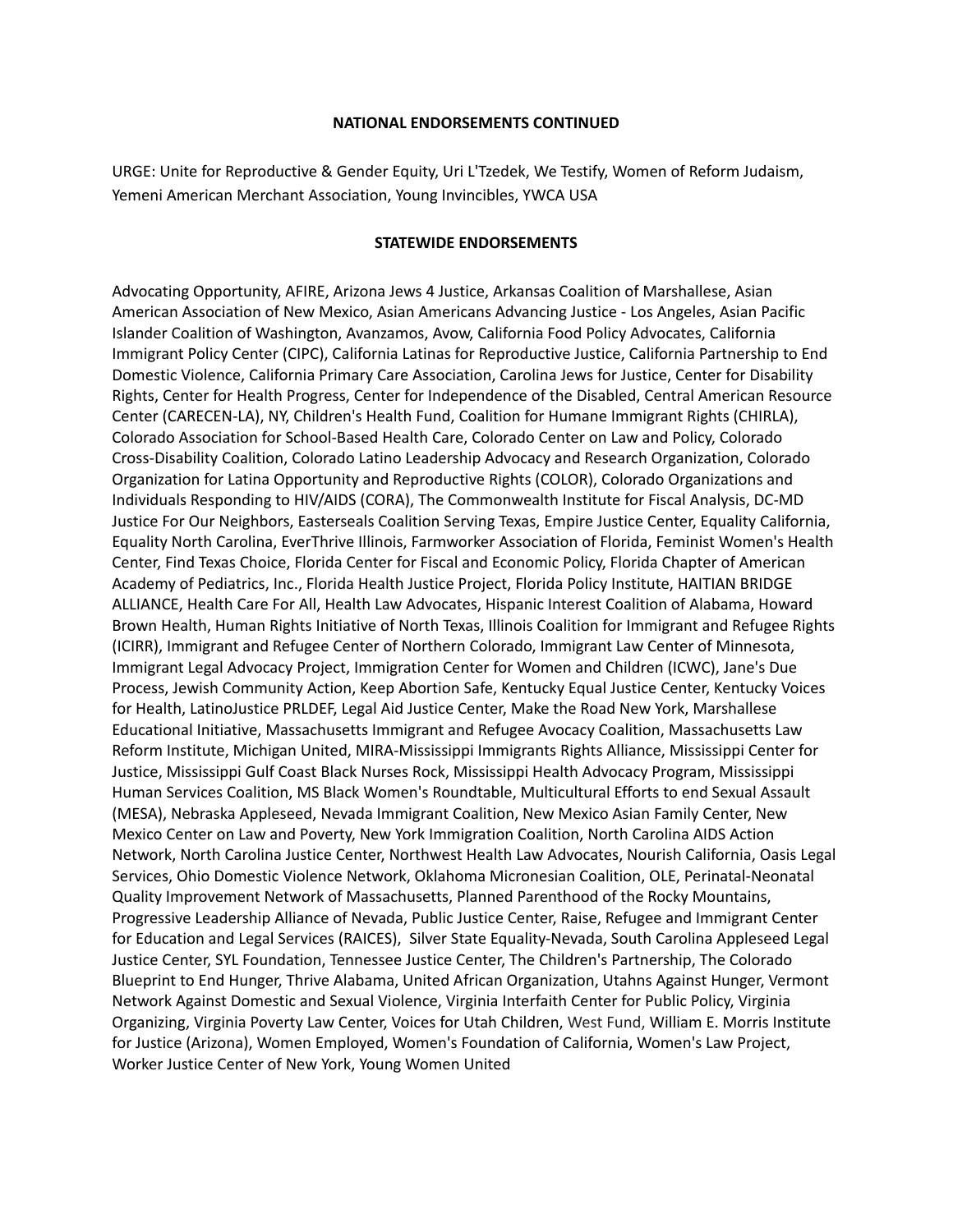**NATIONAL ENDORSEMENTS CONTINUED**

URGE: Unite for Reproductive & Gender Equity, Uri L'Tzedek, We Testify, Women of Reform Judaism, Yemeni American Merchant Association, Young Invincibles, YWCA USA

**STATEWIDE ENDORSEMENTS**

Advocating Opportunity, AFIRE, Arizona Jews 4 Justice, Arkansas Coalition of Marshallese, Asian American Association of New Mexico, Asian Americans Advancing Justice - Los Angeles, Asian Pacific Islander Coalition of Washington, Avanzamos, Avow, California Food Policy Advocates, California Immigrant Policy Center (CIPC), California Latinas for Reproductive Justice, California Partnership to End Domestic Violence, California Primary Care Association, Carolina Jews for Justice, Center for Disability Rights, Center for Health Progress, Center for Independence of the Disabled, Central American Resource Center (CARECEN-LA), NY, Children's Health Fund, Coalition for Humane Immigrant Rights (CHIRLA), Colorado Association for School-Based Health Care, Colorado Center on Law and Policy, Colorado Cross-Disability Coalition, Colorado Latino Leadership Advocacy and Research Organization, Colorado Organization for Latina Opportunity and Reproductive Rights (COLOR), Colorado Organizations and Individuals Responding to HIV/AIDS (CORA), The Commonwealth Institute for Fiscal Analysis, DC-MD Justice For Our Neighbors, Easterseals Coalition Serving Texas, Empire Justice Center, Equality California, Equality North Carolina, EverThrive Illinois, Farmworker Association of Florida, Feminist Women's Health Center, Find Texas Choice, Florida Center for Fiscal and Economic Policy, Florida Chapter of American Academy of Pediatrics, Inc., Florida Health Justice Project, Florida Policy Institute, HAITIAN BRIDGE ALLIANCE, Health Care For All, Health Law Advocates, Hispanic Interest Coalition of Alabama, Howard Brown Health, Human Rights Initiative of North Texas, Illinois Coalition for Immigrant and Refugee Rights (ICIRR), Immigrant and Refugee Center of Northern Colorado, Immigrant Law Center of Minnesota, Immigrant Legal Advocacy Project, Immigration Center for Women and Children (ICWC), Jane's Due Process, Jewish Community Action, Keep Abortion Safe, Kentucky Equal Justice Center, Kentucky Voices for Health, LatinoJustice PRLDEF, Legal Aid Justice Center, Make the Road New York, Marshallese Educational Initiative, Massachusetts Immigrant and Refugee Avocacy Coalition, Massachusetts Law Reform Institute, Michigan United, MIRA-Mississippi Immigrants Rights Alliance, Mississippi Center for Justice, Mississippi Gulf Coast Black Nurses Rock, Mississippi Health Advocacy Program, Mississippi Human Services Coalition, MS Black Women's Roundtable, Multicultural Efforts to end Sexual Assault (MESA), Nebraska Appleseed, Nevada Immigrant Coalition, New Mexico Asian Family Center, New Mexico Center on Law and Poverty, New York Immigration Coalition, North Carolina AIDS Action Network, North Carolina Justice Center, Northwest Health Law Advocates, Nourish California, Oasis Legal Services, Ohio Domestic Violence Network, Oklahoma Micronesian Coalition, OLE, Perinatal-Neonatal Quality Improvement Network of Massachusetts, Planned Parenthood of the Rocky Mountains, Progressive Leadership Alliance of Nevada, Public Justice Center, Raise, Refugee and Immigrant Center for Education and Legal Services (RAICES), Silver State Equality-Nevada, South Carolina Appleseed Legal Justice Center, SYL Foundation, Tennessee Justice Center, The Children's Partnership, The Colorado Blueprint to End Hunger, Thrive Alabama, United African Organization, Utahns Against Hunger, Vermont Network Against Domestic and Sexual Violence, Virginia Interfaith Center for Public Policy, Virginia Organizing, Virginia Poverty Law Center, Voices for Utah Children, West Fund, William E. Morris Institute for Justice (Arizona), Women Employed, Women's Foundation of California, Women's Law Project, Worker Justice Center of New York, Young Women United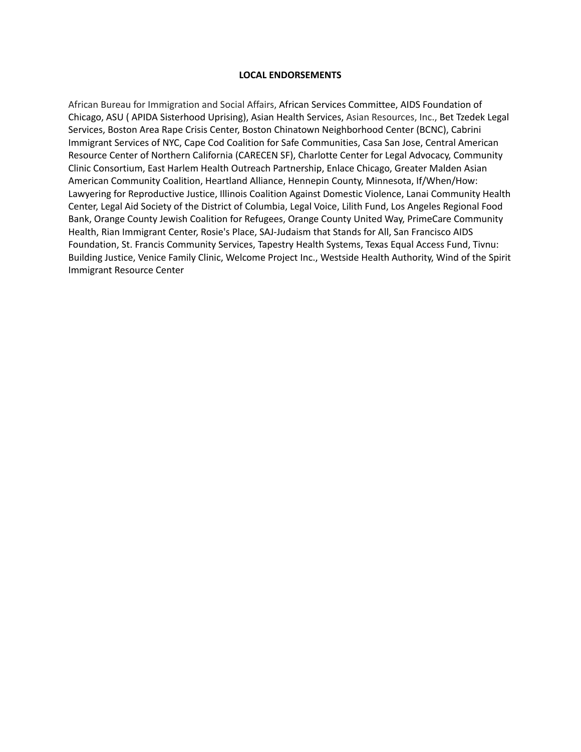**LOCAL ENDORSEMENTS**

African Bureau for Immigration and Social Affairs, African Services Committee, AIDS Foundation of Chicago, ASU ( APIDA Sisterhood Uprising), Asian Health Services, Asian Resources, Inc., Bet Tzedek Legal Services, Boston Area Rape Crisis Center, Boston Chinatown Neighborhood Center (BCNC), Cabrini Immigrant Services of NYC, Cape Cod Coalition for Safe Communities, Casa San Jose, Central American Resource Center of Northern California (CARECEN SF), Charlotte Center for Legal Advocacy, Community Clinic Consortium, East Harlem Health Outreach Partnership, Enlace Chicago, Greater Malden Asian American Community Coalition, Heartland Alliance, Hennepin County, Minnesota, If/When/How: Lawyering for Reproductive Justice, Illinois Coalition Against Domestic Violence, Lanai Community Health Center, Legal Aid Society of the District of Columbia, Legal Voice, Lilith Fund, Los Angeles Regional Food Bank, Orange County Jewish Coalition for Refugees, Orange County United Way, PrimeCare Community Health, Rian Immigrant Center, Rosie's Place, SAJ-Judaism that Stands for All, San Francisco AIDS Foundation, St. Francis Community Services, Tapestry Health Systems, Texas Equal Access Fund, Tivnu: Building Justice, Venice Family Clinic, Welcome Project Inc., Westside Health Authority, Wind of the Spirit Immigrant Resource Center